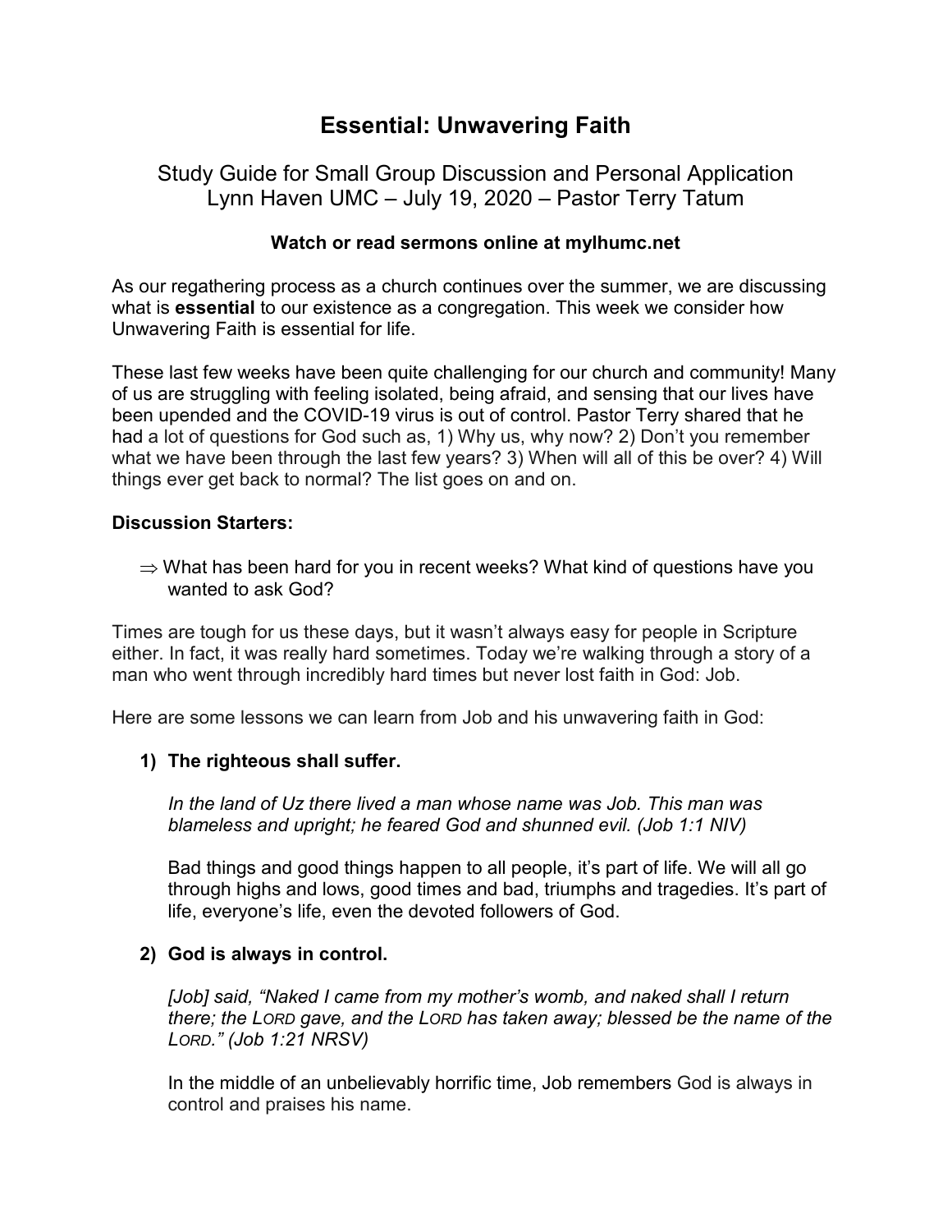# Essential: Unwavering Faith

## Study Guide for Small Group Discussion and Personal Application
## Lynn Haven UMC – July 19, 2020 – Pastor Terry Tatum

**Watch or read sermons online at mylhumc.net**

As our regathering process as a church continues over the summer, we are discussing what is **essential** to our existence as a congregation. This week we consider how Unwavering Faith is essential for life.

These last few weeks have been quite challenging for our church and community! Many of us are struggling with feeling isolated, being afraid, and sensing that our lives have been upended and the COVID-19 virus is out of control. Pastor Terry shared that he had a lot of questions for God such as, 1) Why us, why now? 2) Don't you remember what we have been through the last few years? 3) When will all of this be over? 4) Will things ever get back to normal? The list goes on and on.

**Discussion Starters:**

⇒ What has been hard for you in recent weeks? What kind of questions have you wanted to ask God?

Times are tough for us these days, but it wasn't always easy for people in Scripture either. In fact, it was really hard sometimes. Today we're walking through a story of a man who went through incredibly hard times but never lost faith in God: Job.

Here are some lessons we can learn from Job and his unwavering faith in God:

1) **The righteous shall suffer.**

   *In the land of Uz there lived a man whose name was Job. This man was blameless and upright; he feared God and shunned evil. (Job 1:1 NIV)*

   Bad things and good things happen to all people, it's part of life. We will all go through highs and lows, good times and bad, triumphs and tragedies. It's part of life, everyone's life, even the devoted followers of God.

2) **God is always in control.**

   *[Job] said, "Naked I came from my mother's womb, and naked shall I return there; the LORD gave, and the LORD has taken away; blessed be the name of the LORD." (Job 1:21 NRSV)*

   In the middle of an unbelievably horrific time, Job remembers God is always in control and praises his name.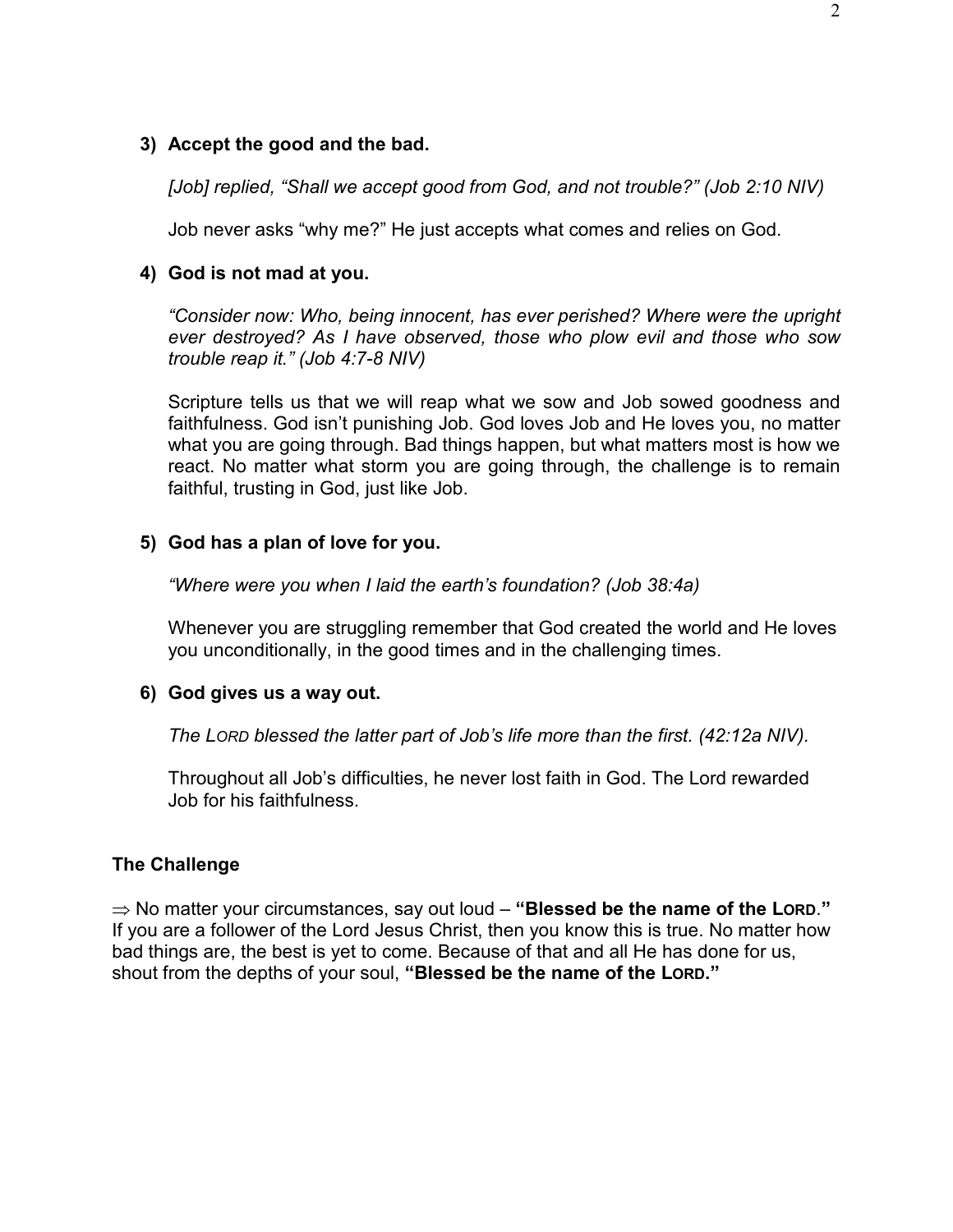**3) Accept the good and the bad.**

*[Job] replied, "Shall we accept good from God, and not trouble?" (Job 2:10 NIV)*

Job never asks "why me?" He just accepts what comes and relies on God.

**4) God is not mad at you.**

*"Consider now: Who, being innocent, has ever perished? Where were the upright ever destroyed? As I have observed, those who plow evil and those who sow trouble reap it." (Job 4:7-8 NIV)*

Scripture tells us that we will reap what we sow and Job sowed goodness and faithfulness. God isn't punishing Job. God loves Job and He loves you, no matter what you are going through. Bad things happen, but what matters most is how we react. No matter what storm you are going through, the challenge is to remain faithful, trusting in God, just like Job.

**5) God has a plan of love for you.**

*"Where were you when I laid the earth's foundation? (Job 38:4a)*

Whenever you are struggling remember that God created the world and He loves you unconditionally, in the good times and in the challenging times.

**6) God gives us a way out.**

*The LORD blessed the latter part of Job's life more than the first. (42:12a NIV).*

Throughout all Job's difficulties, he never lost faith in God. The Lord rewarded Job for his faithfulness.

**The Challenge**

⇒ No matter your circumstances, say out loud – **"Blessed be the name of the LORD."** If you are a follower of the Lord Jesus Christ, then you know this is true. No matter how bad things are, the best is yet to come. Because of that and all He has done for us, shout from the depths of your soul, **"Blessed be the name of the LORD."**